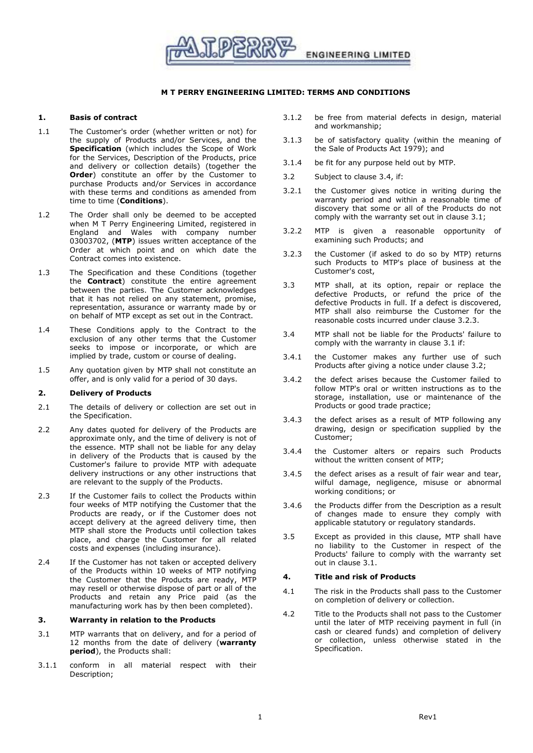# M T PERRY ENGINEERING LIMITED: TERMS AND CONDITIONS

## 1. Basis of contract

1.1 The Customer's order (whether written or not) for the supply of Products and/or Services, and the **Specification** (which includes the Scope of Work for the Services, Description of the Products, price and delivery or collection details) (together the **Order**) constitute an offer by the Customer to purchase Products and/or Services in accordance with these terms and conditions as amended from time to time (**Conditions**).

1.2 The Order shall only be deemed to be accepted when M T Perry Engineering Limited, registered in England and Wales with company number 03003702, (**MTP**) issues written acceptance of the Order at which point and on which date the Contract comes into existence.

1.3 The Specification and these Conditions (together the **Contract**) constitute the entire agreement between the parties. The Customer acknowledges that it has not relied on any statement, promise, representation, assurance or warranty made by or on behalf of MTP except as set out in the Contract.

1.4 These Conditions apply to the Contract to the exclusion of any other terms that the Customer seeks to impose or incorporate, or which are implied by trade, custom or course of dealing.

1.5 Any quotation given by MTP shall not constitute an offer, and is only valid for a period of 30 days.

## 2. Delivery of Products

2.1 The details of delivery or collection are set out in the Specification.

2.2 Any dates quoted for delivery of the Products are approximate only, and the time of delivery is not of the essence. MTP shall not be liable for any delay in delivery of the Products that is caused by the Customer's failure to provide MTP with adequate delivery instructions or any other instructions that are relevant to the supply of the Products.

2.3 If the Customer fails to collect the Products within four weeks of MTP notifying the Customer that the Products are ready, or if the Customer does not accept delivery at the agreed delivery time, then MTP shall store the Products until collection takes place, and charge the Customer for all related costs and expenses (including insurance).

2.4 If the Customer has not taken or accepted delivery of the Products within 10 weeks of MTP notifying the Customer that the Products are ready, MTP may resell or otherwise dispose of part or all of the Products and retain any Price paid (as the manufacturing work has by then been completed).

## 3. Warranty in relation to the Products

3.1 MTP warrants that on delivery, and for a period of 12 months from the date of delivery (**warranty period**), the Products shall:

3.1.1 conform in all material respect with their Description;

3.1.2 be free from material defects in design, material and workmanship;

3.1.3 be of satisfactory quality (within the meaning of the Sale of Products Act 1979); and

3.1.4 be fit for any purpose held out by MTP.

3.2 Subject to clause 3.4, if:

3.2.1 the Customer gives notice in writing during the warranty period and within a reasonable time of discovery that some or all of the Products do not comply with the warranty set out in clause 3.1;

3.2.2 MTP is given a reasonable opportunity of examining such Products; and

3.2.3 the Customer (if asked to do so by MTP) returns such Products to MTP's place of business at the Customer's cost,

3.3 MTP shall, at its option, repair or replace the defective Products, or refund the price of the defective Products in full. If a defect is discovered, MTP shall also reimburse the Customer for the reasonable costs incurred under clause 3.2.3.

3.4 MTP shall not be liable for the Products' failure to comply with the warranty in clause 3.1 if:

3.4.1 the Customer makes any further use of such Products after giving a notice under clause 3.2;

3.4.2 the defect arises because the Customer failed to follow MTP's oral or written instructions as to the storage, installation, use or maintenance of the Products or good trade practice;

3.4.3 the defect arises as a result of MTP following any drawing, design or specification supplied by the Customer;

3.4.4 the Customer alters or repairs such Products without the written consent of MTP;

3.4.5 the defect arises as a result of fair wear and tear, wilful damage, negligence, misuse or abnormal working conditions; or

3.4.6 the Products differ from the Description as a result of changes made to ensure they comply with applicable statutory or regulatory standards.

3.5 Except as provided in this clause, MTP shall have no liability to the Customer in respect of the Products' failure to comply with the warranty set out in clause 3.1.

## 4. Title and risk of Products

4.1 The risk in the Products shall pass to the Customer on completion of delivery or collection.

4.2 Title to the Products shall not pass to the Customer until the later of MTP receiving payment in full (in cash or cleared funds) and completion of delivery or collection, unless otherwise stated in the Specification.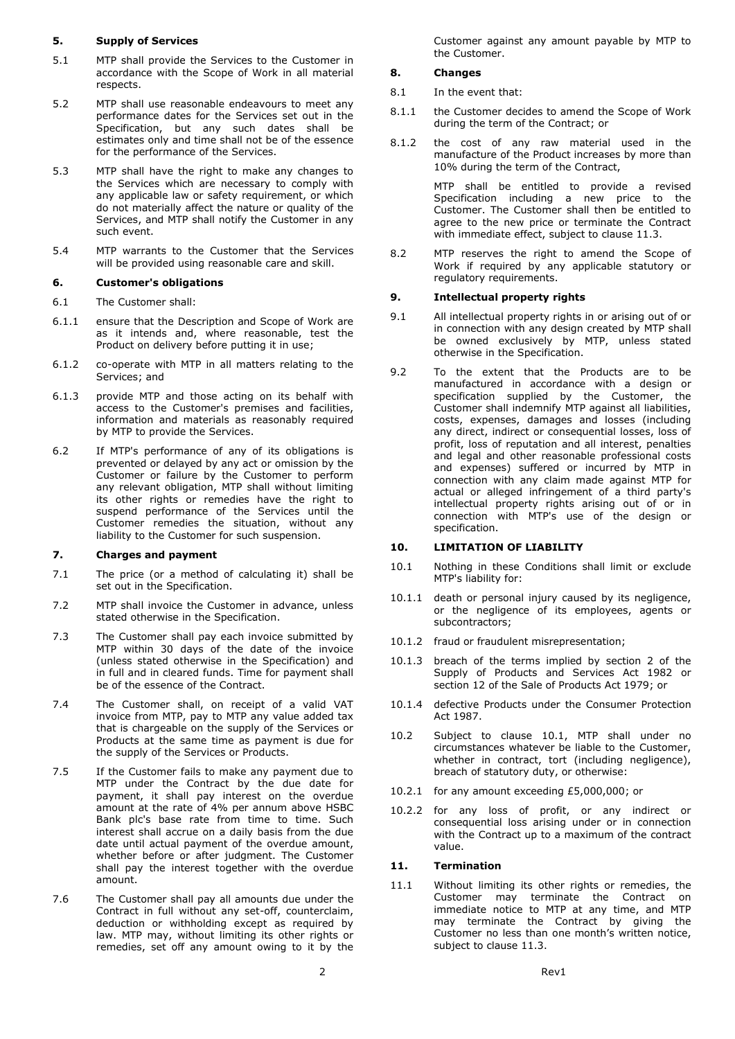## 5. Supply of Services

5.1 MTP shall provide the Services to the Customer in accordance with the Scope of Work in all material respects.

5.2 MTP shall use reasonable endeavours to meet any performance dates for the Services set out in the Specification, but any such dates shall be estimates only and time shall not be of the essence for the performance of the Services.

5.3 MTP shall have the right to make any changes to the Services which are necessary to comply with any applicable law or safety requirement, or which do not materially affect the nature or quality of the Services, and MTP shall notify the Customer in any such event.

5.4 MTP warrants to the Customer that the Services will be provided using reasonable care and skill.

## 6. Customer's obligations

6.1 The Customer shall:

6.1.1 ensure that the Description and Scope of Work are as it intends and, where reasonable, test the Product on delivery before putting it in use;

6.1.2 co-operate with MTP in all matters relating to the Services; and

6.1.3 provide MTP and those acting on its behalf with access to the Customer's premises and facilities, information and materials as reasonably required by MTP to provide the Services.

6.2 If MTP's performance of any of its obligations is prevented or delayed by any act or omission by the Customer or failure by the Customer to perform any relevant obligation, MTP shall without limiting its other rights or remedies have the right to suspend performance of the Services until the Customer remedies the situation, without any liability to the Customer for such suspension.

## 7. Charges and payment

7.1 The price (or a method of calculating it) shall be set out in the Specification.

7.2 MTP shall invoice the Customer in advance, unless stated otherwise in the Specification.

7.3 The Customer shall pay each invoice submitted by MTP within 30 days of the date of the invoice (unless stated otherwise in the Specification) and in full and in cleared funds. Time for payment shall be of the essence of the Contract.

7.4 The Customer shall, on receipt of a valid VAT invoice from MTP, pay to MTP any value added tax that is chargeable on the supply of the Services or Products at the same time as payment is due for the supply of the Services or Products.

7.5 If the Customer fails to make any payment due to MTP under the Contract by the due date for payment, it shall pay interest on the overdue amount at the rate of 4% per annum above HSBC Bank plc's base rate from time to time. Such interest shall accrue on a daily basis from the due date until actual payment of the overdue amount, whether before or after judgment. The Customer shall pay the interest together with the overdue amount.

7.6 The Customer shall pay all amounts due under the Contract in full without any set-off, counterclaim, deduction or withholding except as required by law. MTP may, without limiting its other rights or remedies, set off any amount owing to it by the Customer against any amount payable by MTP to the Customer.

## 8. Changes

8.1 In the event that:

8.1.1 the Customer decides to amend the Scope of Work during the term of the Contract; or

8.1.2 the cost of any raw material used in the manufacture of the Product increases by more than 10% during the term of the Contract,

MTP shall be entitled to provide a revised Specification including a new price to the Customer. The Customer shall then be entitled to agree to the new price or terminate the Contract with immediate effect, subject to clause 11.3.

8.2 MTP reserves the right to amend the Scope of Work if required by any applicable statutory or regulatory requirements.

## 9. Intellectual property rights

9.1 All intellectual property rights in or arising out of or in connection with any design created by MTP shall be owned exclusively by MTP, unless stated otherwise in the Specification.

9.2 To the extent that the Products are to be manufactured in accordance with a design or specification supplied by the Customer, the Customer shall indemnify MTP against all liabilities, costs, expenses, damages and losses (including any direct, indirect or consequential losses, loss of profit, loss of reputation and all interest, penalties and legal and other reasonable professional costs and expenses) suffered or incurred by MTP in connection with any claim made against MTP for actual or alleged infringement of a third party's intellectual property rights arising out of or in connection with MTP's use of the design or specification.

## 10. LIMITATION OF LIABILITY

10.1 Nothing in these Conditions shall limit or exclude MTP's liability for:

10.1.1 death or personal injury caused by its negligence, or the negligence of its employees, agents or subcontractors;

10.1.2 fraud or fraudulent misrepresentation;

10.1.3 breach of the terms implied by section 2 of the Supply of Products and Services Act 1982 or section 12 of the Sale of Products Act 1979; or

10.1.4 defective Products under the Consumer Protection Act 1987.

10.2 Subject to clause 10.1, MTP shall under no circumstances whatever be liable to the Customer, whether in contract, tort (including negligence), breach of statutory duty, or otherwise:

10.2.1 for any amount exceeding £5,000,000; or

10.2.2 for any loss of profit, or any indirect or consequential loss arising under or in connection with the Contract up to a maximum of the contract value.

## 11. Termination

11.1 Without limiting its other rights or remedies, the Customer may terminate the Contract on immediate notice to MTP at any time, and MTP may terminate the Contract by giving the Customer no less than one month's written notice, subject to clause 11.3.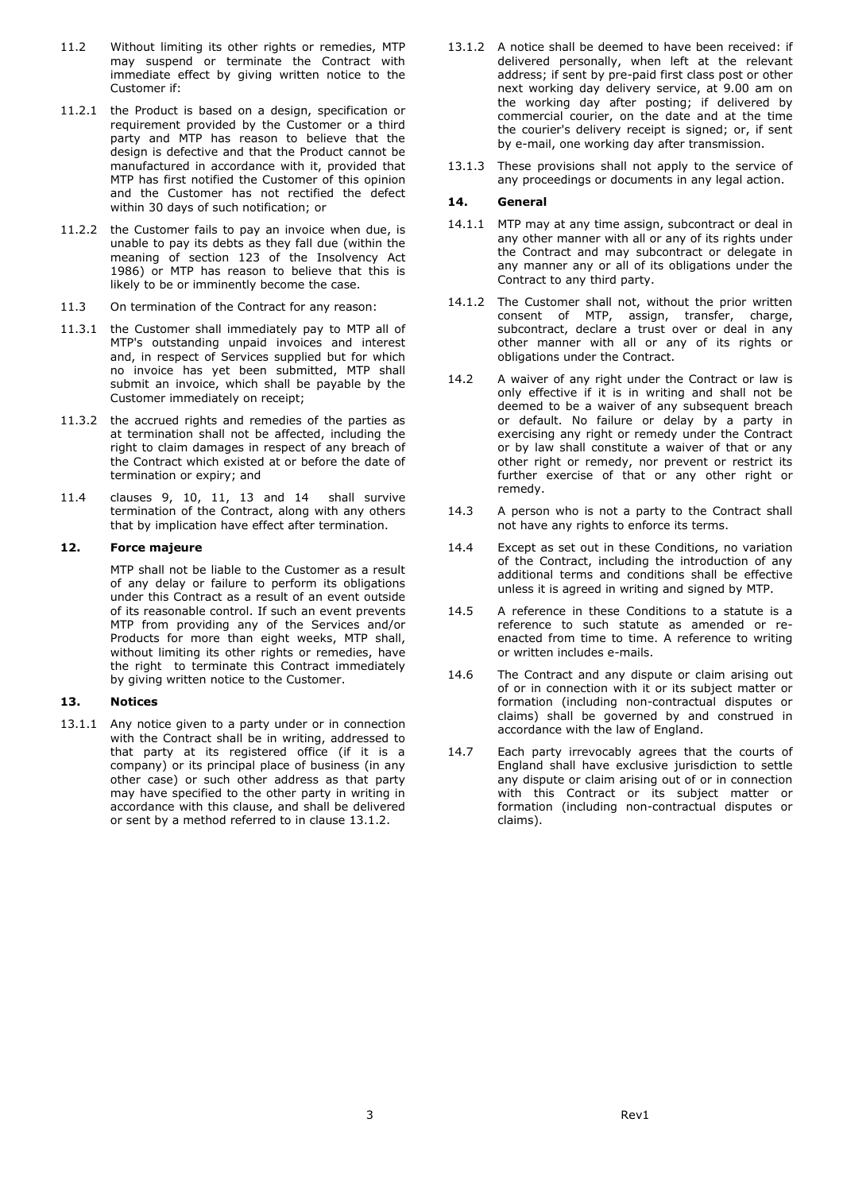11.2 Without limiting its other rights or remedies, MTP may suspend or terminate the Contract with immediate effect by giving written notice to the Customer if:

11.2.1 the Product is based on a design, specification or requirement provided by the Customer or a third party and MTP has reason to believe that the design is defective and that the Product cannot be manufactured in accordance with it, provided that MTP has first notified the Customer of this opinion and the Customer has not rectified the defect within 30 days of such notification; or

11.2.2 the Customer fails to pay an invoice when due, is unable to pay its debts as they fall due (within the meaning of section 123 of the Insolvency Act 1986) or MTP has reason to believe that this is likely to be or imminently become the case.

11.3 On termination of the Contract for any reason:

11.3.1 the Customer shall immediately pay to MTP all of MTP's outstanding unpaid invoices and interest and, in respect of Services supplied but for which no invoice has yet been submitted, MTP shall submit an invoice, which shall be payable by the Customer immediately on receipt;

11.3.2 the accrued rights and remedies of the parties as at termination shall not be affected, including the right to claim damages in respect of any breach of the Contract which existed at or before the date of termination or expiry; and

11.4 clauses 9, 10, 11, 13 and 14 shall survive termination of the Contract, along with any others that by implication have effect after termination.

## 12. Force majeure

MTP shall not be liable to the Customer as a result of any delay or failure to perform its obligations under this Contract as a result of an event outside of its reasonable control. If such an event prevents MTP from providing any of the Services and/or Products for more than eight weeks, MTP shall, without limiting its other rights or remedies, have the right to terminate this Contract immediately by giving written notice to the Customer.

## 13. Notices

13.1.1 Any notice given to a party under or in connection with the Contract shall be in writing, addressed to that party at its registered office (if it is a company) or its principal place of business (in any other case) or such other address as that party may have specified to the other party in writing in accordance with this clause, and shall be delivered or sent by a method referred to in clause 13.1.2.

13.1.2 A notice shall be deemed to have been received: if delivered personally, when left at the relevant address; if sent by pre-paid first class post or other next working day delivery service, at 9.00 am on the working day after posting; if delivered by commercial courier, on the date and at the time the courier's delivery receipt is signed; or, if sent by e-mail, one working day after transmission.

13.1.3 These provisions shall not apply to the service of any proceedings or documents in any legal action.

## 14. General

14.1.1 MTP may at any time assign, subcontract or deal in any other manner with all or any of its rights under the Contract and may subcontract or delegate in any manner any or all of its obligations under the Contract to any third party.

14.1.2 The Customer shall not, without the prior written consent of MTP, assign, transfer, charge, subcontract, declare a trust over or deal in any other manner with all or any of its rights or obligations under the Contract.

14.2 A waiver of any right under the Contract or law is only effective if it is in writing and shall not be deemed to be a waiver of any subsequent breach or default. No failure or delay by a party in exercising any right or remedy under the Contract or by law shall constitute a waiver of that or any other right or remedy, nor prevent or restrict its further exercise of that or any other right or remedy.

14.3 A person who is not a party to the Contract shall not have any rights to enforce its terms.

14.4 Except as set out in these Conditions, no variation of the Contract, including the introduction of any additional terms and conditions shall be effective unless it is agreed in writing and signed by MTP.

14.5 A reference in these Conditions to a statute is a reference to such statute as amended or re-enacted from time to time. A reference to writing or written includes e-mails.

14.6 The Contract and any dispute or claim arising out of or in connection with it or its subject matter or formation (including non-contractual disputes or claims) shall be governed by and construed in accordance with the law of England.

14.7 Each party irrevocably agrees that the courts of England shall have exclusive jurisdiction to settle any dispute or claim arising out of or in connection with this Contract or its subject matter or formation (including non-contractual disputes or claims).